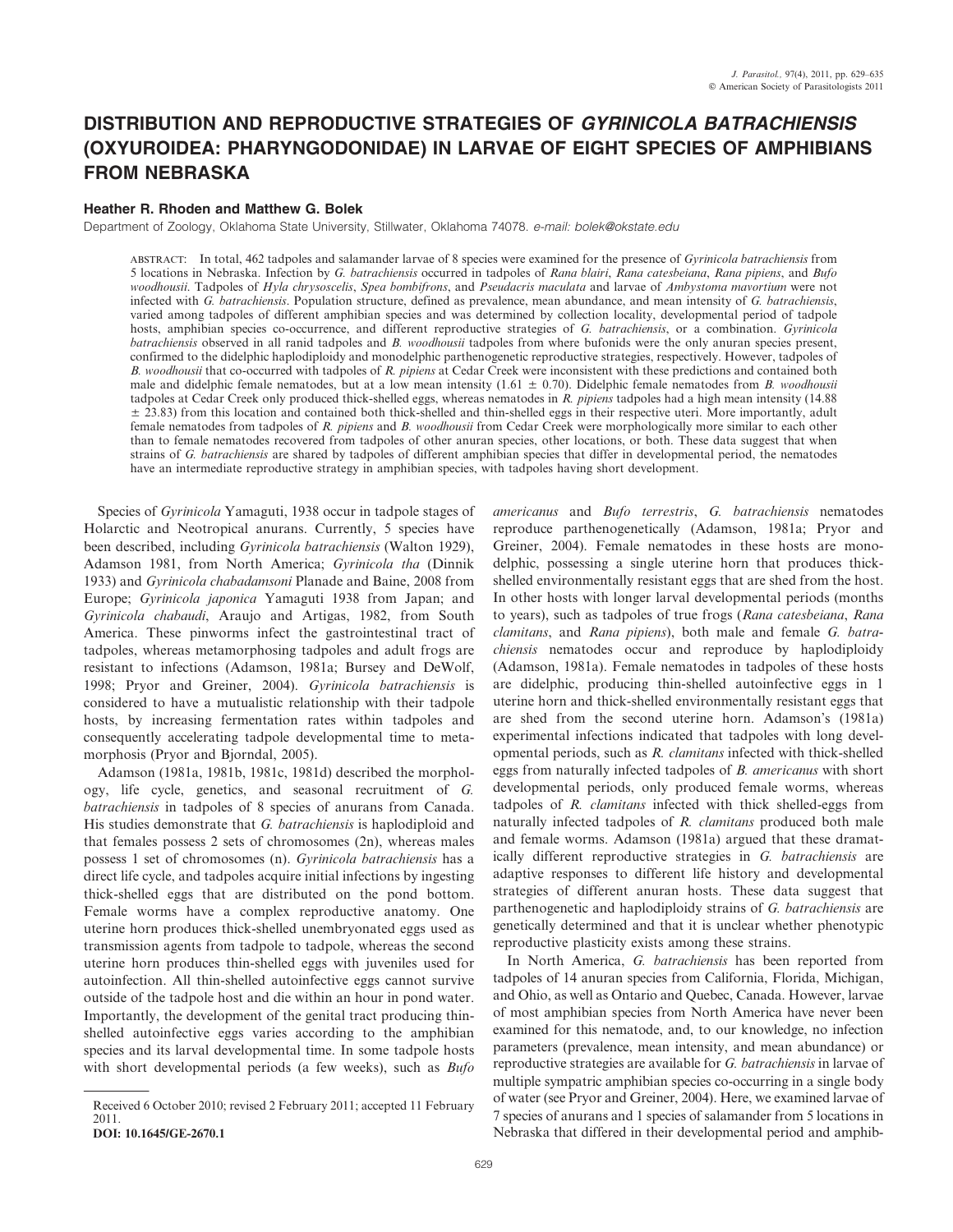# DISTRIBUTION AND REPRODUCTIVE STRATEGIES OF *GYRINICOLA BATRACHIENSIS* (OXYUROIDEA: PHARYNGODONIDAE) IN LARVAE OF EIGHT SPECIES OF AMPHIBIANS FROM NEBRASKA

**Heather R. Rhoden and Matthew G. Bolek**

Department of Zoology, Oklahoma State University, Stillwater, Oklahoma 74078. *e-mail: bolek@okstate.edu*

ABSTRACT: In total, 462 tadpoles and salamander larvae of 8 species were examined for the presence of *Gyrinicola batrachiensis* from 5 locations in Nebraska. Infection by *G. batrachiensis* occurred in tadpoles of *Rana blairi*, *Rana catesbeiana*, *Rana pipiens*, and *Bufo woodhousii*. Tadpoles of *Hyla chrysoscelis*, *Spea bombifrons*, and *Pseudacris maculata* and larvae of *Ambystoma mavortium* were not infected with *G. batrachiensis*. Population structure, defined as prevalence, mean abundance, and mean intensity of *G. batrachiensis*, varied among tadpoles of different amphibian species and was determined by collection locality, developmental period of tadpole hosts, amphibian species co-occurrence, and different reproductive strategies of *G. batrachiensis*, or a combination. *Gyrinicola batrachiensis* observed in all ranid tadpoles and *B. woodhousii* tadpoles from where bufonids were the only anuran species present, confirmed to the didelphic haplodiploidy and monodelphic parthenogenetic reproductive strategies, respectively. However, tadpoles of *B. woodhousii* that co-occurred with tadpoles of *R. pipiens* at Cedar Creek were inconsistent with these predictions and contained both male and didelphic female nematodes, but at a low mean intensity (1.61 ± 0.70). Didelphic female nematodes from *B. woodhousii* tadpoles at Cedar Creek only produced thick-shelled eggs, whereas nematodes in *R. pipiens* tadpoles had a high mean intensity (14.88 ± 23.83) from this location and contained both thick-shelled and thin-shelled eggs in their respective uteri. More importantly, adult female nematodes from tadpoles of *R. pipiens* and *B. woodhousii* from Cedar Creek were morphologically more similar to each other than to female nematodes recovered from tadpoles of other anuran species, other locations, or both. These data suggest that when strains of *G. batrachiensis* are shared by tadpoles of different amphibian species that differ in developmental period, the nematodes have an intermediate reproductive strategy in amphibian species, with tadpoles having short development.

Species of *Gyrinicola* Yamaguti, 1938 occur in tadpole stages of Holarctic and Neotropical anurans. Currently, 5 species have been described, including *Gyrinicola batrachiensis* (Walton 1929), Adamson 1981, from North America; *Gyrinicola tha* (Dinnik 1933) and *Gyrinicola chabadamsoni* Planade and Baine, 2008 from Europe; *Gyrinicola japonica* Yamaguti 1938 from Japan; and *Gyrinicola chabaudi*, Araujo and Artigas, 1982, from South America. These pinworms infect the gastrointestinal tract of tadpoles, whereas metamorphosing tadpoles and adult frogs are resistant to infections (Adamson, 1981a; Bursey and DeWolf, 1998; Pryor and Greiner, 2004). *Gyrinicola batrachiensis* is considered to have a mutualistic relationship with their tadpole hosts, by increasing fermentation rates within tadpoles and consequently accelerating tadpole developmental time to metamorphosis (Pryor and Bjorndal, 2005).

Adamson (1981a, 1981b, 1981c, 1981d) described the morphology, life cycle, genetics, and seasonal recruitment of *G. batrachiensis* in tadpoles of 8 species of anurans from Canada. His studies demonstrate that *G. batrachiensis* is haplodiploid and that females possess 2 sets of chromosomes (2n), whereas males possess 1 set of chromosomes (n). *Gyrinicola batrachiensis* has a direct life cycle, and tadpoles acquire initial infections by ingesting thick-shelled eggs that are distributed on the pond bottom. Female worms have a complex reproductive anatomy. One uterine horn produces thick-shelled unembryonated eggs used as transmission agents from tadpole to tadpole, whereas the second uterine horn produces thin-shelled eggs with juveniles used for autoinfection. All thin-shelled autoinfective eggs cannot survive outside of the tadpole host and die within an hour in pond water. Importantly, the development of the genital tract producing thin-shelled autoinfective eggs varies according to the amphibian species and its larval developmental time. In some tadpole hosts with short developmental periods (a few weeks), such as *Bufo americanus* and *Bufo terrestris*, *G. batrachiensis* nematodes reproduce parthenogenetically (Adamson, 1981a; Pryor and Greiner, 2004). Female nematodes in these hosts are monodelphic, possessing a single uterine horn that produces thick-shelled environmentally resistant eggs that are shed from the host. In other hosts with longer larval developmental periods (months to years), such as tadpoles of true frogs (*Rana catesbeiana*, *Rana clamitans*, and *Rana pipiens*), both male and female *G. batrachiensis* nematodes occur and reproduce by haplodiploidy (Adamson, 1981a). Female nematodes in tadpoles of these hosts are didelphic, producing thin-shelled autoinfective eggs in 1 uterine horn and thick-shelled environmentally resistant eggs that are shed from the second uterine horn. Adamson's (1981a) experimental infections indicated that tadpoles with long developmental periods, such as *R. clamitans* infected with thick-shelled eggs from naturally infected tadpoles of *B. americanus* with short developmental periods, only produced female worms, whereas tadpoles of *R. clamitans* infected with thick shelled-eggs from naturally infected tadpoles of *R. clamitans* produced both male and female worms. Adamson (1981a) argued that these dramatically different reproductive strategies in *G. batrachiensis* are adaptive responses to different life history and developmental strategies of different anuran hosts. These data suggest that parthenogenetic and haplodiploidy strains of *G. batrachiensis* are genetically determined and that it is unclear whether phenotypic reproductive plasticity exists among these strains.

In North America, *G. batrachiensis* has been reported from tadpoles of 14 anuran species from California, Florida, Michigan, and Ohio, as well as Ontario and Quebec, Canada. However, larvae of most amphibian species from North America have never been examined for this nematode, and, to our knowledge, no infection parameters (prevalence, mean intensity, and mean abundance) or reproductive strategies are available for *G. batrachiensis* in larvae of multiple sympatric amphibian species co-occurring in a single body of water (see Pryor and Greiner, 2004). Here, we examined larvae of 7 species of anurans and 1 species of salamander from 5 locations in Nebraska that differed in their developmental period and amphib-

Received 6 October 2010; revised 2 February 2011; accepted 11 February 2011.
**DOI: 10.1645/GE-2670.1**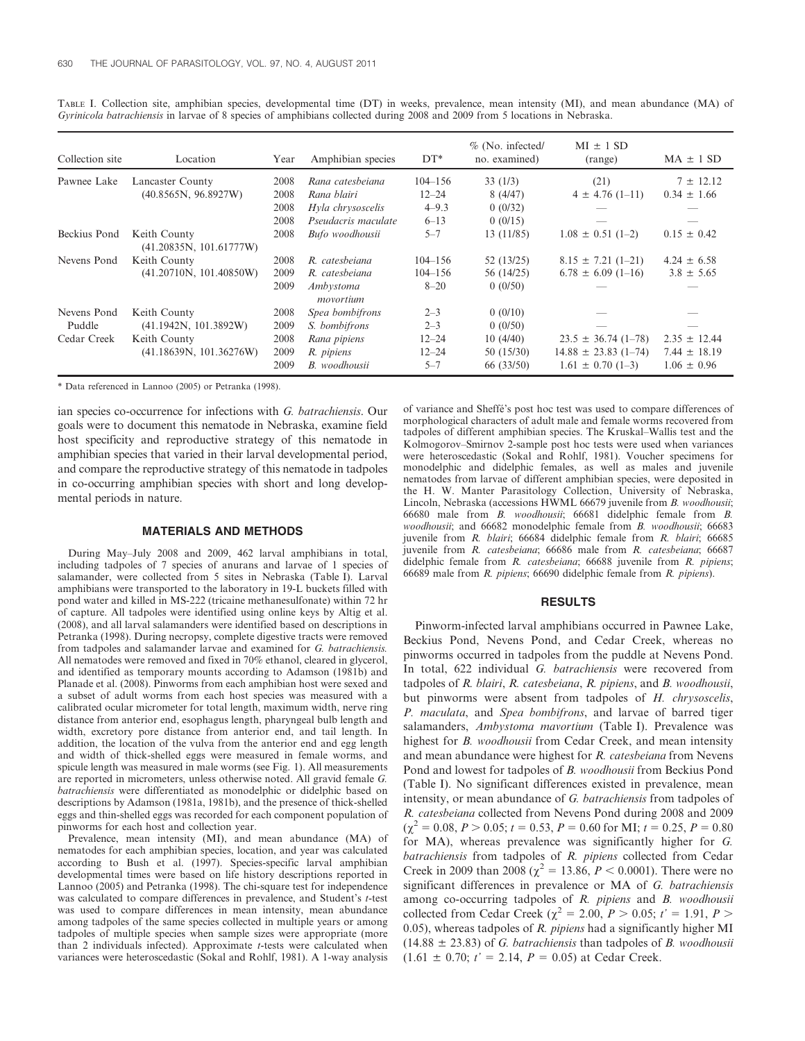TABLE I. Collection site, amphibian species, developmental time (DT) in weeks, prevalence, mean intensity (MI), and mean abundance (MA) of *Gyrinicola batrachiensis* in larvae of 8 species of amphibians collected during 2008 and 2009 from 5 locations in Nebraska.

| Collection site | Location | Year | Amphibian species | DT* | % (No. infected/ no. examined) | MI ± 1 SD (range) | MA ± 1 SD |
|---|---|---|---|---|---|---|---|
| Pawnee Lake | Lancaster County | 2008 | *Rana catesbeiana* | 104–156 | 33 (1/3) | (21) | 7 ± 12.12 |
| | (40.8565N, 96.8927W) | 2008 | *Rana blairi* | 12–24 | 8 (4/47) | 4 ± 4.76 (1–11) | 0.34 ± 1.66 |
| | | 2008 | *Hyla chrysoscelis* | 4–9.3 | 0 (0/32) | — | — |
| | | 2008 | *Pseudacris maculate* | 6–13 | 0 (0/15) | — | — |
| Beckius Pond | Keith County (41.20835N, 101.61777W) | 2008 | *Bufo woodhousii* | 5–7 | 13 (11/85) | 1.08 ± 0.51 (1–2) | 0.15 ± 0.42 |
| Nevens Pond | Keith County | 2008 | *R. catesbeiana* | 104–156 | 52 (13/25) | 8.15 ± 7.21 (1–21) | 4.24 ± 6.58 |
| | (41.20710N, 101.40850W) | 2009 | *R. catesbeiana* | 104–156 | 56 (14/25) | 6.78 ± 6.09 (1–16) | 3.8 ± 5.65 |
| | | 2009 | *Ambystoma movortium* | 8–20 | 0 (0/50) | — | — |
| Nevens Pond | Keith County | 2008 | *Spea bombifrons* | 2–3 | 0 (0/10) | — | — |
| Puddle | (41.1942N, 101.3892W) | 2009 | *S. bombifrons* | 2–3 | 0 (0/50) | — | — |
| Cedar Creek | Keith County | 2008 | *Rana pipiens* | 12–24 | 10 (4/40) | 23.5 ± 36.74 (1–78) | 2.35 ± 12.44 |
| | (41.18639N, 101.36276W) | 2009 | *R. pipiens* | 12–24 | 50 (15/30) | 14.88 ± 23.83 (1–74) | 7.44 ± 18.19 |
| | | 2009 | *B. woodhousii* | 5–7 | 66 (33/50) | 1.61 ± 0.70 (1–3) | 1.06 ± 0.96 |

\* Data referenced in Lannoo (2005) or Petranka (1998).

ian species co-occurrence for infections with *G. batrachiensis*. Our goals were to document this nematode in Nebraska, examine field host specificity and reproductive strategy of this nematode in amphibian species that varied in their larval developmental period, and compare the reproductive strategy of this nematode in tadpoles in co-occurring amphibian species with short and long developmental periods in nature.

## MATERIALS AND METHODS

During May–July 2008 and 2009, 462 larval amphibians in total, including tadpoles of 7 species of anurans and larvae of 1 species of salamander, were collected from 5 sites in Nebraska (Table I). Larval amphibians were transported to the laboratory in 19-L buckets filled with pond water and killed in MS-222 (tricaine methanesulfonate) within 72 hr of capture. All tadpoles were identified using online keys by Altig et al. (2008), and all larval salamanders were identified based on descriptions in Petranka (1998). During necropsy, complete digestive tracts were removed from tadpoles and salamander larvae and examined for *G. batrachiensis*. All nematodes were removed and fixed in 70% ethanol, cleared in glycerol, and identified as temporary mounts according to Adamson (1981b) and Planade et al. (2008). Pinworms from each amphibian host were sexed and a subset of adult worms from each host species was measured with a calibrated ocular micrometer for total length, maximum width, nerve ring distance from anterior end, esophagus length, pharyngeal bulb length and width, excretory pore distance from anterior end, and tail length. In addition, the location of the vulva from the anterior end and egg length and width of thick-shelled eggs were measured in female worms, and spicule length was measured in male worms (see Fig. 1). All measurements are reported in micrometers, unless otherwise noted. All gravid female *G. batrachiensis* were differentiated as monodelphic or didelphic based on descriptions by Adamson (1981a, 1981b), and the presence of thick-shelled eggs and thin-shelled eggs was recorded for each component population of pinworms for each host and collection year.

Prevalence, mean intensity (MI), and mean abundance (MA) of nematodes for each amphibian species, location, and year was calculated according to Bush et al. (1997). Species-specific larval amphibian developmental times were based on life history descriptions reported in Lannoo (2005) and Petranka (1998). The chi-square test for independence was calculated to compare differences in prevalence, and Student's *t*-test was used to compare differences in mean intensity, mean abundance among tadpoles of the same species collected in multiple years or among tadpoles of multiple species when sample sizes were appropriate (more than 2 individuals infected). Approximate *t*-tests were calculated when variances were heteroscedastic (Sokal and Rohlf, 1981). A 1-way analysis of variance and Sheffé's post hoc test was used to compare differences of morphological characters of adult male and female worms recovered from tadpoles of different amphibian species. The Kruskal–Wallis test and the Kolmogorov–Smirnov 2-sample post hoc tests were used when variances were heteroscedastic (Sokal and Rohlf, 1981). Voucher specimens for monodelphic and didelphic females, as well as males and juvenile nematodes from larvae of different amphibian species, were deposited in the H. W. Manter Parasitology Collection, University of Nebraska, Lincoln, Nebraska (accessions HWML 66679 juvenile from *B. woodhousii*; 66680 male from *B. woodhousii*; 66681 didelphic female from *B. woodhousii*; and 66682 monodelphic female from *B. woodhousii*; 66683 juvenile from *R. blairi*; 66684 didelphic female from *R. blairi*; 66685 juvenile from *R. catesbeiana*; 66686 male from *R. catesbeiana*; 66687 didelphic female from *R. catesbeiana*; 66688 juvenile from *R. pipiens*; 66689 male from *R. pipiens*; 66690 didelphic female from *R. pipiens*).

## RESULTS

Pinworm-infected larval amphibians occurred in Pawnee Lake, Beckius Pond, Nevens Pond, and Cedar Creek, whereas no pinworms occurred in tadpoles from the puddle at Nevens Pond. In total, 622 individual *G. batrachiensis* were recovered from tadpoles of *R. blairi*, *R. catesbeiana*, *R. pipiens*, and *B. woodhousii*, but pinworms were absent from tadpoles of *H. chrysoscelis*, *P. maculata*, and *Spea bombifrons*, and larvae of barred tiger salamanders, *Ambystoma mavortium* (Table I). Prevalence was highest for *B. woodhousii* from Cedar Creek, and mean intensity and mean abundance were highest for *R. catesbeiana* from Nevens Pond and lowest for tadpoles of *B. woodhousii* from Beckius Pond (Table I). No significant differences existed in prevalence, mean intensity, or mean abundance of *G. batrachiensis* from tadpoles of *R. catesbeiana* collected from Nevens Pond during 2008 and 2009 ($\chi^2 = 0.08$, $P > 0.05$; $t = 0.53$, $P = 0.60$ for MI; $t = 0.25$, $P = 0.80$ for MA), whereas prevalence was significantly higher for *G. batrachiensis* from tadpoles of *R. pipiens* collected from Cedar Creek in 2009 than 2008 ($\chi^2 = 13.86$, $P < 0.0001$). There were no significant differences in prevalence or MA of *G. batrachiensis* among co-occurring tadpoles of *R. pipiens* and *B. woodhousii* collected from Cedar Creek ($\chi^2 = 2.00$, $P > 0.05$; $t' = 1.91$, $P > 0.05$), whereas tadpoles of *R. pipiens* had a significantly higher MI (14.88 ± 23.83) of *G. batrachiensis* than tadpoles of *B. woodhousii* (1.61 ± 0.70; $t' = 2.14$, $P = 0.05$) at Cedar Creek.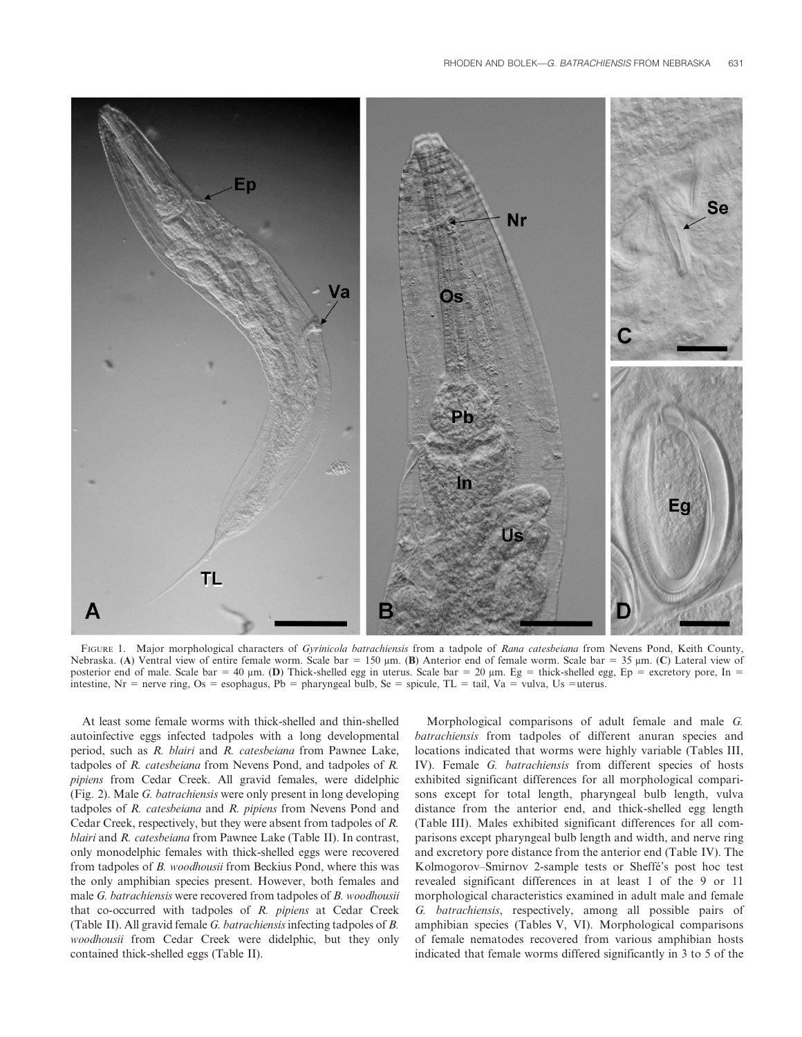FIGURE 1. Major morphological characters of *Gyrinicola batrachiensis* from a tadpole of *Rana catesbeiana* from Nevens Pond, Keith County, Nebraska. (**A**) Ventral view of entire female worm. Scale bar = 150 µm. (**B**) Anterior end of female worm. Scale bar = 35 µm. (**C**) Lateral view of posterior end of male. Scale bar = 40 µm. (**D**) Thick-shelled egg in uterus. Scale bar = 20 µm. Eg = thick-shelled egg, Ep = excretory pore, In = intestine, Nr = nerve ring, Os = esophagus, Pb = pharyngeal bulb, Se = spicule, TL = tail, Va = vulva, Us = uterus.

At least some female worms with thick-shelled and thin-shelled autoinfective eggs infected tadpoles with a long developmental period, such as *R. blairi* and *R. catesbeiana* from Pawnee Lake, tadpoles of *R. catesbeiana* from Nevens Pond, and tadpoles of *R. pipiens* from Cedar Creek. All gravid females, were didelphic (Fig. 2). Male *G. batrachiensis* were only present in long developing tadpoles of *R. catesbeiana* and *R. pipiens* from Nevens Pond and Cedar Creek, respectively, but they were absent from tadpoles of *R. blairi* and *R. catesbeiana* from Pawnee Lake (Table II). In contrast, only monodelphic females with thick-shelled eggs were recovered from tadpoles of *B. woodhousii* from Beckius Pond, where this was the only amphibian species present. However, both females and male *G. batrachiensis* were recovered from tadpoles of *B. woodhousii* that co-occurred with tadpoles of *R. pipiens* at Cedar Creek (Table II). All gravid female *G. batrachiensis* infecting tadpoles of *B. woodhousii* from Cedar Creek were didelphic, but they only contained thick-shelled eggs (Table II).

Morphological comparisons of adult female and male *G. batrachiensis* from tadpoles of different anuran species and locations indicated that worms were highly variable (Tables III, IV). Female *G. batrachiensis* from different species of hosts exhibited significant differences for all morphological comparisons except for total length, pharyngeal bulb length, vulva distance from the anterior end, and thick-shelled egg length (Table III). Males exhibited significant differences for all comparisons except pharyngeal bulb length and width, and nerve ring and excretory pore distance from the anterior end (Table IV). The Kolmogorov–Smirnov 2-sample tests or Sheffé's post hoc test revealed significant differences in at least 1 of the 9 or 11 morphological characteristics examined in adult male and female *G. batrachiensis*, respectively, among all possible pairs of amphibian species (Tables V, VI). Morphological comparisons of female nematodes recovered from various amphibian hosts indicated that female worms differed significantly in 3 to 5 of the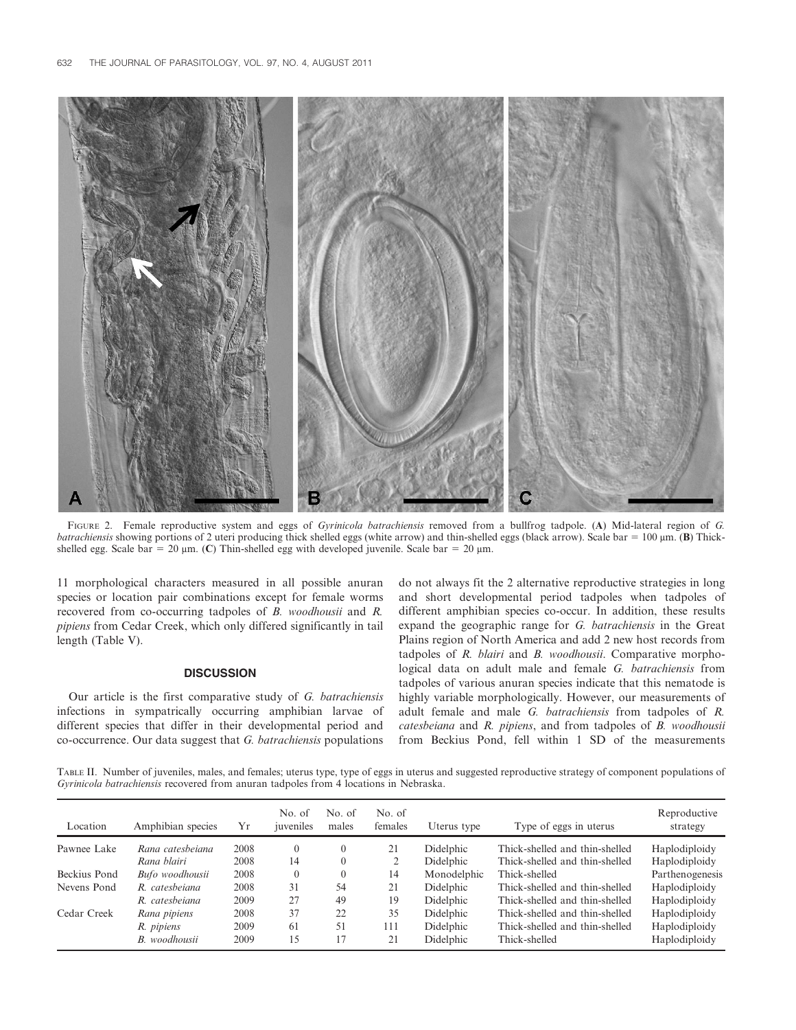FIGURE 2. Female reproductive system and eggs of *Gyrinicola batrachiensis* removed from a bullfrog tadpole. (**A**) Mid-lateral region of *G. batrachiensis* showing portions of 2 uteri producing thick shelled eggs (white arrow) and thin-shelled eggs (black arrow). Scale bar = 100 μm. (**B**) Thick-shelled egg. Scale bar = 20 μm. (**C**) Thin-shelled egg with developed juvenile. Scale bar = 20 μm.

11 morphological characters measured in all possible anuran species or location pair combinations except for female worms recovered from co-occurring tadpoles of *B. woodhousii* and *R. pipiens* from Cedar Creek, which only differed significantly in tail length (Table V).

## DISCUSSION

Our article is the first comparative study of *G. batrachiensis* infections in sympatrically occurring amphibian larvae of different species that differ in their developmental period and co-occurrence. Our data suggest that *G. batrachiensis* populations do not always fit the 2 alternative reproductive strategies in long and short developmental period tadpoles when tadpoles of different amphibian species co-occur. In addition, these results expand the geographic range for *G. batrachiensis* in the Great Plains region of North America and add 2 new host records from tadpoles of *R. blairi* and *B. woodhousii*. Comparative morphological data on adult male and female *G. batrachiensis* from tadpoles of various anuran species indicate that this nematode is highly variable morphologically. However, our measurements of adult female and male *G. batrachiensis* from tadpoles of *R. catesbeiana* and *R. pipiens*, and from tadpoles of *B. woodhousii* from Beckius Pond, fell within 1 SD of the measurements

TABLE II. Number of juveniles, males, and females; uterus type, type of eggs in uterus and suggested reproductive strategy of component populations of *Gyrinicola batrachiensis* recovered from anuran tadpoles from 4 locations in Nebraska.

| Location | Amphibian species | Yr | No. of juveniles | No. of males | No. of females | Uterus type | Type of eggs in uterus | Reproductive strategy |
|---|---|---|---|---|---|---|---|---|
| Pawnee Lake | *Rana catesbeiana* | 2008 | 0 | 0 | 21 | Didelphic | Thick-shelled and thin-shelled | Haplodiploidy |
| | *Rana blairi* | 2008 | 14 | 0 | 2 | Didelphic | Thick-shelled and thin-shelled | Haplodiploidy |
| Beckius Pond | *Bufo woodhousii* | 2008 | 0 | 0 | 14 | Monodelphic | Thick-shelled | Parthenogenesis |
| Nevens Pond | *R. catesbeiana* | 2008 | 31 | 54 | 21 | Didelphic | Thick-shelled and thin-shelled | Haplodiploidy |
| | *R. catesbeiana* | 2009 | 27 | 49 | 19 | Didelphic | Thick-shelled and thin-shelled | Haplodiploidy |
| Cedar Creek | *Rana pipiens* | 2008 | 37 | 22 | 35 | Didelphic | Thick-shelled and thin-shelled | Haplodiploidy |
| | *R. pipiens* | 2009 | 61 | 51 | 111 | Didelphic | Thick-shelled and thin-shelled | Haplodiploidy |
| | *B. woodhousii* | 2009 | 15 | 17 | 21 | Didelphic | Thick-shelled | Haplodiploidy |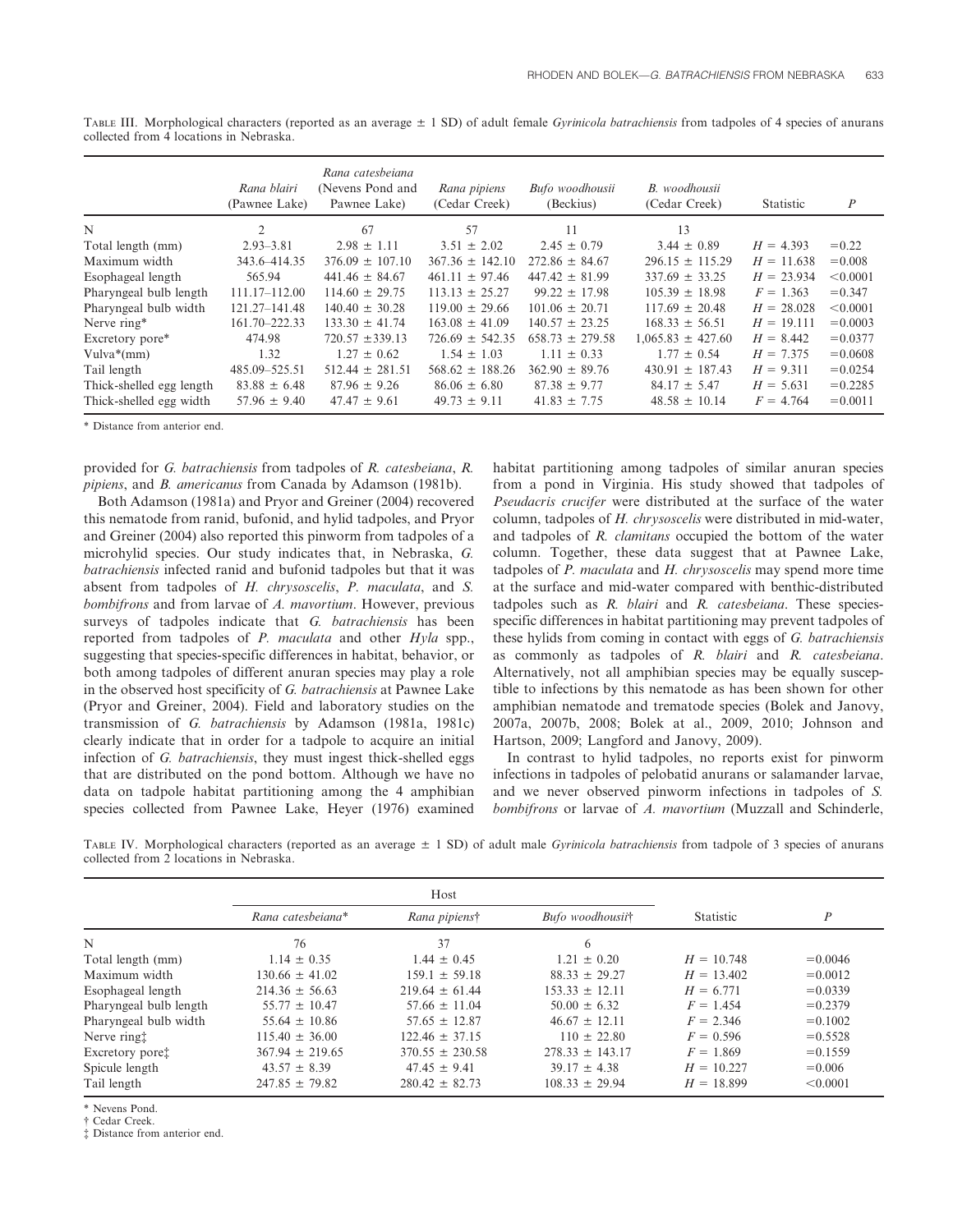TABLE III. Morphological characters (reported as an average ± 1 SD) of adult female *Gyrinicola batrachiensis* from tadpoles of 4 species of anurans collected from 4 locations in Nebraska.

| | *Rana blairi* (Pawnee Lake) | *Rana catesbeiana* (Nevens Pond and Pawnee Lake) | *Rana pipiens* (Cedar Creek) | *Bufo woodhousii* (Beckius) | *B. woodhousii* (Cedar Creek) | Statistic | *P* |
|---|---|---|---|---|---|---|---|
| N | 2 | 67 | 57 | 11 | 13 | | |
| Total length (mm) | 2.93–3.81 | 2.98 ± 1.11 | 3.51 ± 2.02 | 2.45 ± 0.79 | 3.44 ± 0.89 | *H* = 4.393 | =0.22 |
| Maximum width | 343.6–414.35 | 376.09 ± 107.10 | 367.36 ± 142.10 | 272.86 ± 84.67 | 296.15 ± 115.29 | *H* = 11.638 | =0.008 |
| Esophageal length | 565.94 | 441.46 ± 84.67 | 461.11 ± 97.46 | 447.42 ± 81.99 | 337.69 ± 33.25 | *H* = 23.934 | <0.0001 |
| Pharyngeal bulb length | 111.17–112.00 | 114.60 ± 29.75 | 113.13 ± 25.27 | 99.22 ± 17.98 | 105.39 ± 18.98 | *F* = 1.363 | =0.347 |
| Pharyngeal bulb width | 121.27–141.48 | 140.40 ± 30.28 | 119.00 ± 29.66 | 101.06 ± 20.71 | 117.69 ± 20.48 | *H* = 28.028 | <0.0001 |
| Nerve ring* | 161.70–222.33 | 133.30 ± 41.74 | 163.08 ± 41.09 | 140.57 ± 23.25 | 168.33 ± 56.51 | *H* = 19.111 | =0.0003 |
| Excretory pore* | 474.98 | 720.57 ±339.13 | 726.69 ± 542.35 | 658.73 ± 279.58 | 1,065.83 ± 427.60 | *H* = 8.442 | =0.0377 |
| Vulva*(mm) | 1.32 | 1.27 ± 0.62 | 1.54 ± 1.03 | 1.11 ± 0.33 | 1.77 ± 0.54 | *H* = 7.375 | =0.0608 |
| Tail length | 485.09–525.51 | 512.44 ± 281.51 | 568.62 ± 188.26 | 362.90 ± 89.76 | 430.91 ± 187.43 | *H* = 9.311 | =0.0254 |
| Thick-shelled egg length | 83.88 ± 6.48 | 87.96 ± 9.26 | 86.06 ± 6.80 | 87.38 ± 9.77 | 84.17 ± 5.47 | *H* = 5.631 | =0.2285 |
| Thick-shelled egg width | 57.96 ± 9.40 | 47.47 ± 9.61 | 49.73 ± 9.11 | 41.83 ± 7.75 | 48.58 ± 10.14 | *F* = 4.764 | =0.0011 |

* Distance from anterior end.

provided for *G. batrachiensis* from tadpoles of *R. catesbeiana*, *R. pipiens*, and *B. americanus* from Canada by Adamson (1981b).

Both Adamson (1981a) and Pryor and Greiner (2004) recovered this nematode from ranid, bufonid, and hylid tadpoles, and Pryor and Greiner (2004) also reported this pinworm from tadpoles of a microhylid species. Our study indicates that, in Nebraska, *G. batrachiensis* infected ranid and bufonid tadpoles but that it was absent from tadpoles of *H. chrysoscelis*, *P. maculata*, and *S. bombifrons* and from larvae of *A. mavortium*. However, previous surveys of tadpoles indicate that *G. batrachiensis* has been reported from tadpoles of *P. maculata* and other *Hyla* spp., suggesting that species-specific differences in habitat, behavior, or both among tadpoles of different anuran species may play a role in the observed host specificity of *G. batrachiensis* at Pawnee Lake (Pryor and Greiner, 2004). Field and laboratory studies on the transmission of *G. batrachiensis* by Adamson (1981a, 1981c) clearly indicate that in order for a tadpole to acquire an initial infection of *G. batrachiensis*, they must ingest thick-shelled eggs that are distributed on the pond bottom. Although we have no data on tadpole habitat partitioning among the 4 amphibian species collected from Pawnee Lake, Heyer (1976) examined habitat partitioning among tadpoles of similar anuran species from a pond in Virginia. His study showed that tadpoles of *Pseudacris crucifer* were distributed at the surface of the water column, tadpoles of *H. chrysoscelis* were distributed in mid-water, and tadpoles of *R. clamitans* occupied the bottom of the water column. Together, these data suggest that at Pawnee Lake, tadpoles of *P. maculata* and *H. chrysoscelis* may spend more time at the surface and mid-water compared with benthic-distributed tadpoles such as *R. blairi* and *R. catesbeiana*. These species-specific differences in habitat partitioning may prevent tadpoles of these hylids from coming in contact with eggs of *G. batrachiensis* as commonly as tadpoles of *R. blairi* and *R. catesbeiana*. Alternatively, not all amphibian species may be equally susceptible to infections by this nematode as has been shown for other amphibian nematode and trematode species (Bolek and Janovy, 2007a, 2007b, 2008; Bolek at al., 2009, 2010; Johnson and Hartson, 2009; Langford and Janovy, 2009).

In contrast to hylid tadpoles, no reports exist for pinworm infections in tadpoles of pelobatid anurans or salamander larvae, and we never observed pinworm infections in tadpoles of *S. bombifrons* or larvae of *A. mavortium* (Muzzall and Schinderle,

TABLE IV. Morphological characters (reported as an average ± 1 SD) of adult male *Gyrinicola batrachiensis* from tadpole of 3 species of anurans collected from 2 locations in Nebraska.

| | Host | | | | |
|---|---|---|---|---|---|
| | *Rana catesbeiana** | *Rana pipiens*† | *Bufo woodhousii*† | Statistic | *P* |
| N | 76 | 37 | 6 | | |
| Total length (mm) | 1.14 ± 0.35 | 1.44 ± 0.45 | 1.21 ± 0.20 | *H* = 10.748 | =0.0046 |
| Maximum width | 130.66 ± 41.02 | 159.1 ± 59.18 | 88.33 ± 29.27 | *H* = 13.402 | =0.0012 |
| Esophageal length | 214.36 ± 56.63 | 219.64 ± 61.44 | 153.33 ± 12.11 | *H* = 6.771 | =0.0339 |
| Pharyngeal bulb length | 55.77 ± 10.47 | 57.66 ± 11.04 | 50.00 ± 6.32 | *F* = 1.454 | =0.2379 |
| Pharyngeal bulb width | 55.64 ± 10.86 | 57.65 ± 12.87 | 46.67 ± 12.11 | *F* = 2.346 | =0.1002 |
| Nerve ring‡ | 115.40 ± 36.00 | 122.46 ± 37.15 | 110 ± 22.80 | *F* = 0.596 | =0.5528 |
| Excretory pore‡ | 367.94 ± 219.65 | 370.55 ± 230.58 | 278.33 ± 143.17 | *F* = 1.869 | =0.1559 |
| Spicule length | 43.57 ± 8.39 | 47.45 ± 9.41 | 39.17 ± 4.38 | *H* = 10.227 | =0.006 |
| Tail length | 247.85 ± 79.82 | 280.42 ± 82.73 | 108.33 ± 29.94 | *H* = 18.899 | <0.0001 |

* Nevens Pond.
† Cedar Creek.
‡ Distance from anterior end.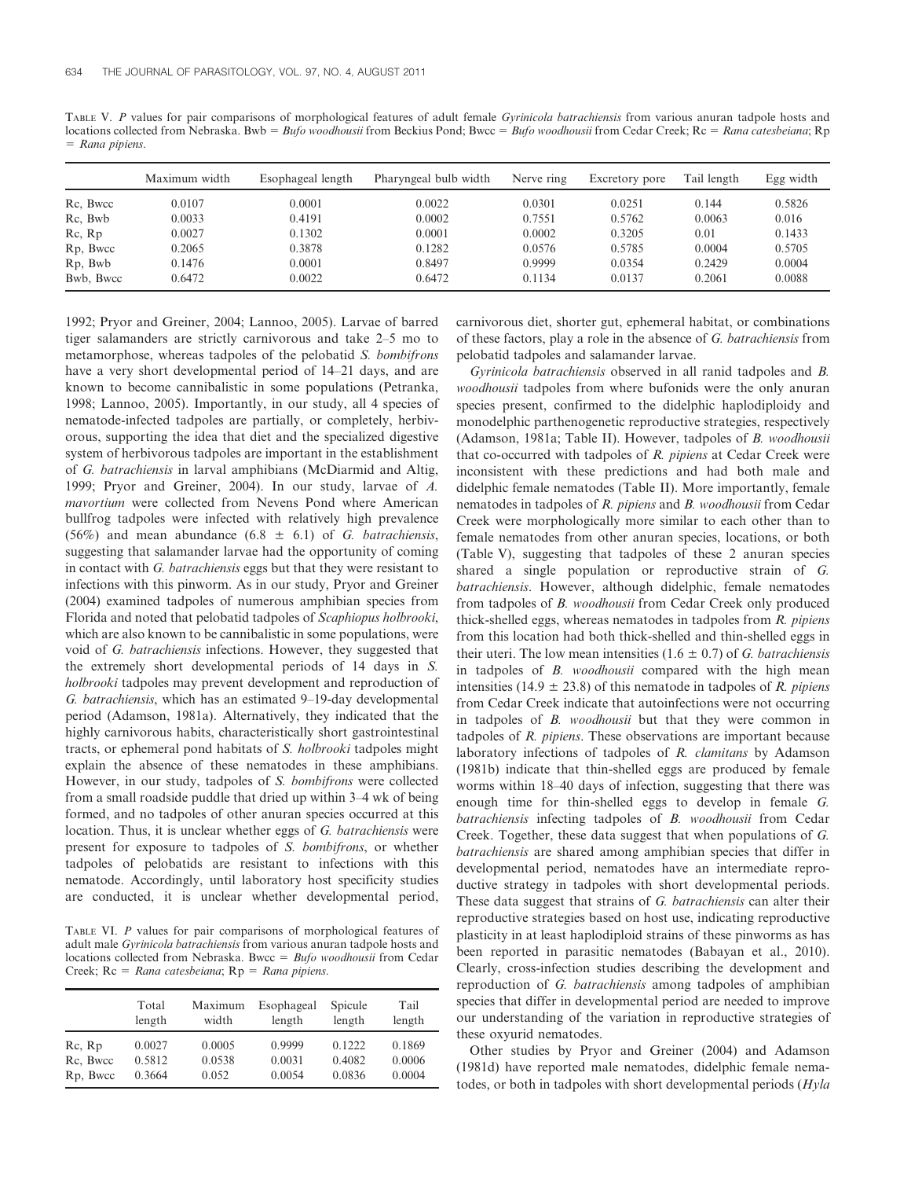TABLE V. *P* values for pair comparisons of morphological features of adult female *Gyrinicola batrachiensis* from various anuran tadpole hosts and locations collected from Nebraska. Bwb = *Bufo woodhousii* from Beckius Pond; Bwcc = *Bufo woodhousii* from Cedar Creek; Rc = *Rana catesbeiana*; Rp = *Rana pipiens*.

| | Maximum width | Esophageal length | Pharyngeal bulb width | Nerve ring | Excretory pore | Tail length | Egg width |
|---|---|---|---|---|---|---|---|
| Rc, Bwcc | 0.0107 | 0.0001 | 0.0022 | 0.0301 | 0.0251 | 0.144 | 0.5826 |
| Rc, Bwb | 0.0033 | 0.4191 | 0.0002 | 0.7551 | 0.5762 | 0.0063 | 0.016 |
| Rc, Rp | 0.0027 | 0.1302 | 0.0001 | 0.0002 | 0.3205 | 0.01 | 0.1433 |
| Rp, Bwcc | 0.2065 | 0.3878 | 0.1282 | 0.0576 | 0.5785 | 0.0004 | 0.5705 |
| Rp, Bwb | 0.1476 | 0.0001 | 0.8497 | 0.9999 | 0.0354 | 0.2429 | 0.0004 |
| Bwb, Bwcc | 0.6472 | 0.0022 | 0.6472 | 0.1134 | 0.0137 | 0.2061 | 0.0088 |

1992; Pryor and Greiner, 2004; Lannoo, 2005). Larvae of barred tiger salamanders are strictly carnivorous and take 2–5 mo to metamorphose, whereas tadpoles of the pelobatid *S. bombifrons* have a very short developmental period of 14–21 days, and are known to become cannibalistic in some populations (Petranka, 1998; Lannoo, 2005). Importantly, in our study, all 4 species of nematode-infected tadpoles are partially, or completely, herbivorous, supporting the idea that diet and the specialized digestive system of herbivorous tadpoles are important in the establishment of *G. batrachiensis* in larval amphibians (McDiarmid and Altig, 1999; Pryor and Greiner, 2004). In our study, larvae of *A. mavortium* were collected from Nevens Pond where American bullfrog tadpoles were infected with relatively high prevalence (56%) and mean abundance (6.8 ± 6.1) of *G. batrachiensis*, suggesting that salamander larvae had the opportunity of coming in contact with *G. batrachiensis* eggs but that they were resistant to infections with this pinworm. As in our study, Pryor and Greiner (2004) examined tadpoles of numerous amphibian species from Florida and noted that pelobatid tadpoles of *Scaphiopus holbrooki*, which are also known to be cannibalistic in some populations, were void of *G. batrachiensis* infections. However, they suggested that the extremely short developmental periods of 14 days in *S. holbrooki* tadpoles may prevent development and reproduction of *G. batrachiensis*, which has an estimated 9–19-day developmental period (Adamson, 1981a). Alternatively, they indicated that the highly carnivorous habits, characteristically short gastrointestinal tracts, or ephemeral pond habitats of *S. holbrooki* tadpoles might explain the absence of these nematodes in these amphibians. However, in our study, tadpoles of *S. bombifrons* were collected from a small roadside puddle that dried up within 3–4 wk of being formed, and no tadpoles of other anuran species occurred at this location. Thus, it is unclear whether eggs of *G. batrachiensis* were present for exposure to tadpoles of *S. bombifrons*, or whether tadpoles of pelobatids are resistant to infections with this nematode. Accordingly, until laboratory host specificity studies are conducted, it is unclear whether developmental period, carnivorous diet, shorter gut, ephemeral habitat, or combinations of these factors, play a role in the absence of *G. batrachiensis* from pelobatid tadpoles and salamander larvae.

TABLE VI. *P* values for pair comparisons of morphological features of adult male *Gyrinicola batrachiensis* from various anuran tadpole hosts and locations collected from Nebraska. Bwcc = *Bufo woodhousii* from Cedar Creek; Rc = *Rana catesbeiana*; Rp = *Rana pipiens*.

| | Total length | Maximum width | Esophageal length | Spicule length | Tail length |
|---|---|---|---|---|---|
| Rc, Rp | 0.0027 | 0.0005 | 0.9999 | 0.1222 | 0.1869 |
| Rc, Bwcc | 0.5812 | 0.0538 | 0.0031 | 0.4082 | 0.0006 |
| Rp, Bwcc | 0.3664 | 0.052 | 0.0054 | 0.0836 | 0.0004 |

*Gyrinicola batrachiensis* observed in all ranid tadpoles and *B. woodhousii* tadpoles from where bufonids were the only anuran species present, confirmed to the didelphic haplodiploidy and monodelphic parthenogenetic reproductive strategies, respectively (Adamson, 1981a; Table II). However, tadpoles of *B. woodhousii* that co-occurred with tadpoles of *R. pipiens* at Cedar Creek were inconsistent with these predictions and had both male and didelphic female nematodes (Table II). More importantly, female nematodes in tadpoles of *R. pipiens* and *B. woodhousii* from Cedar Creek were morphologically more similar to each other than to female nematodes from other anuran species, locations, or both (Table V), suggesting that tadpoles of these 2 anuran species shared a single population or reproductive strain of *G. batrachiensis*. However, although didelphic, female nematodes from tadpoles of *B. woodhousii* from Cedar Creek only produced thick-shelled eggs, whereas nematodes in tadpoles from *R. pipiens* from this location had both thick-shelled and thin-shelled eggs in their uteri. The low mean intensities (1.6 ± 0.7) of *G. batrachiensis* in tadpoles of *B. woodhousii* compared with the high mean intensities (14.9 ± 23.8) of this nematode in tadpoles of *R. pipiens* from Cedar Creek indicate that autoinfections were not occurring in tadpoles of *B. woodhousii* but that they were common in tadpoles of *R. pipiens*. These observations are important because laboratory infections of tadpoles of *R. clamitans* by Adamson (1981b) indicate that thin-shelled eggs are produced by female worms within 18–40 days of infection, suggesting that there was enough time for thin-shelled eggs to develop in female *G. batrachiensis* infecting tadpoles of *B. woodhousii* from Cedar Creek. Together, these data suggest that when populations of *G. batrachiensis* are shared among amphibian species that differ in developmental period, nematodes have an intermediate reproductive strategy in tadpoles with short developmental periods. These data suggest that strains of *G. batrachiensis* can alter their reproductive strategies based on host use, indicating reproductive plasticity in at least haplodiploid strains of these pinworms as has been reported in parasitic nematodes (Babayan et al., 2010). Clearly, cross-infection studies describing the development and reproduction of *G. batrachiensis* among tadpoles of amphibian species that differ in developmental period are needed to improve our understanding of the variation in reproductive strategies of these oxyurid nematodes.

Other studies by Pryor and Greiner (2004) and Adamson (1981d) have reported male nematodes, didelphic female nematodes, or both in tadpoles with short developmental periods (*Hyla*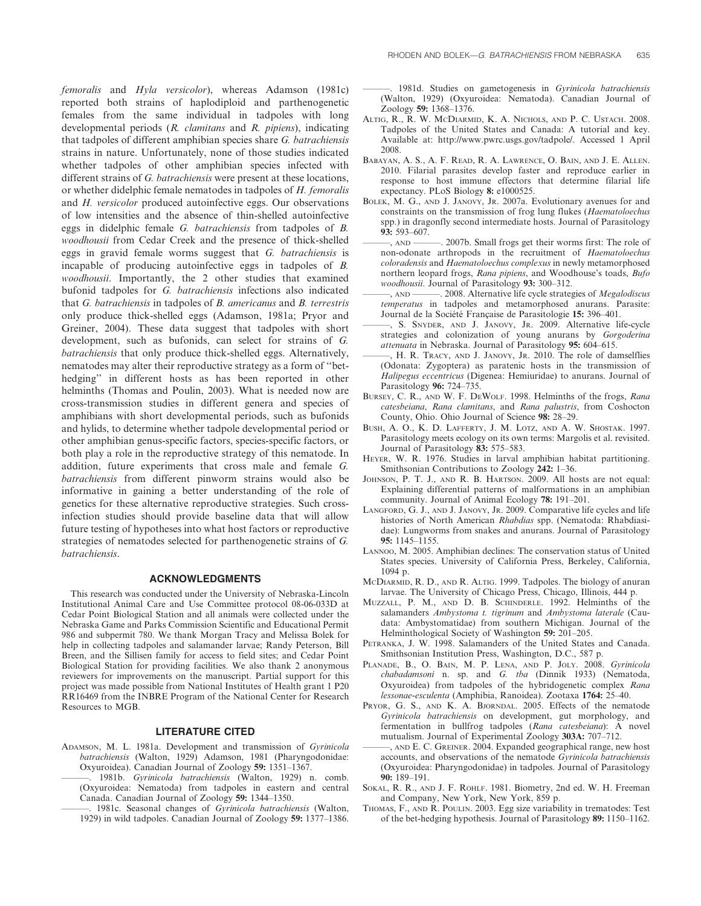*femoralis* and *Hyla versicolor*), whereas Adamson (1981c) reported both strains of haplodiploid and parthenogenetic females from the same individual in tadpoles with long developmental periods (*R. clamitans* and *R. pipiens*), indicating that tadpoles of different amphibian species share *G. batrachiensis* strains in nature. Unfortunately, none of those studies indicated whether tadpoles of other amphibian species infected with different strains of *G. batrachiensis* were present at these locations, or whether didelphic female nematodes in tadpoles of *H. femoralis* and *H. versicolor* produced autoinfective eggs. Our observations of low intensities and the absence of thin-shelled autoinfective eggs in didelphic female *G. batrachiensis* from tadpoles of *B. woodhousii* from Cedar Creek and the presence of thick-shelled eggs in gravid female worms suggest that *G. batrachiensis* is incapable of producing autoinfective eggs in tadpoles of *B. woodhousii*. Importantly, the 2 other studies that examined bufonid tadpoles for *G. batrachiensis* infections also indicated that *G. batrachiensis* in tadpoles of *B. americanus* and *B. terrestris* only produce thick-shelled eggs (Adamson, 1981a; Pryor and Greiner, 2004). These data suggest that tadpoles with short development, such as bufonids, can select for strains of *G. batrachiensis* that only produce thick-shelled eggs. Alternatively, nematodes may alter their reproductive strategy as a form of ''bet-hedging'' in different hosts as has been reported in other helminths (Thomas and Poulin, 2003). What is needed now are cross-transmission studies in different genera and species of amphibians with short developmental periods, such as bufonids and hylids, to determine whether tadpole developmental period or other amphibian genus-specific factors, species-specific factors, or both play a role in the reproductive strategy of this nematode. In addition, future experiments that cross male and female *G. batrachiensis* from different pinworm strains would also be informative in gaining a better understanding of the role of genetics for these alternative reproductive strategies. Such cross-infection studies should provide baseline data that will allow future testing of hypotheses into what host factors or reproductive strategies of nematodes selected for parthenogenetic strains of *G. batrachiensis*.

## ACKNOWLEDGMENTS

This research was conducted under the University of Nebraska-Lincoln Institutional Animal Care and Use Committee protocol 08-06-033D at Cedar Point Biological Station and all animals were collected under the Nebraska Game and Parks Commission Scientific and Educational Permit 986 and subpermit 780. We thank Morgan Tracy and Melissa Bolek for help in collecting tadpoles and salamander larvae; Randy Peterson, Bill Breen, and the Sillisen family for access to field sites; and Cedar Point Biological Station for providing facilities. We also thank 2 anonymous reviewers for improvements on the manuscript. Partial support for this project was made possible from National Institutes of Health grant 1 P20 RR16469 from the INBRE Program of the National Center for Research Resources to MGB.

## LITERATURE CITED

ADAMSON, M. L. 1981a. Development and transmission of *Gyrinicola batrachiensis* (Walton, 1929) Adamson, 1981 (Pharyngodonidae: Oxyuroidea). Canadian Journal of Zoology **59:** 1351–1367.

———. 1981b. *Gyrinicola batrachiensis* (Walton, 1929) n. comb. (Oxyuroidea: Nematoda) from tadpoles in eastern and central Canada. Canadian Journal of Zoology **59:** 1344–1350.

———. 1981c. Seasonal changes of *Gyrinicola batrachiensis* (Walton, 1929) in wild tadpoles. Canadian Journal of Zoology **59:** 1377–1386.

———. 1981d. Studies on gametogenesis in *Gyrinicola batrachiensis* (Walton, 1929) (Oxyuroidea: Nematoda). Canadian Journal of Zoology **59:** 1368–1376.

ALTIG, R., R. W. MCDIARMID, K. A. NICHOLS, AND P. C. USTACH. 2008. Tadpoles of the United States and Canada: A tutorial and key. Available at: http://www.pwrc.usgs.gov/tadpole/. Accessed 1 April 2008.

BABAYAN, A. S., A. F. READ, R. A. LAWRENCE, O. BAIN, AND J. E. ALLEN. 2010. Filarial parasites develop faster and reproduce earlier in response to host immune effectors that determine filarial life expectancy. PLoS Biology **8:** e1000525.

BOLEK, M. G., AND J. JANOVY, JR. 2007a. Evolutionary avenues for and constraints on the transmission of frog lung flukes (*Haematoloechus* spp.) in dragonfly second intermediate hosts. Journal of Parasitology **93:** 593–607.

———, AND ———. 2007b. Small frogs get their worms first: The role of non-odonate arthropods in the recruitment of *Haematoloechus coloradensis* and *Haematoloechus complexus* in newly metamorphosed northern leopard frogs, *Rana pipiens*, and Woodhouse's toads, *Bufo woodhousii*. Journal of Parasitology **93:** 300–312.

———, AND ———. 2008. Alternative life cycle strategies of *Megalodiscus temperatus* in tadpoles and metamorphosed anurans. Parasite: Journal de la Société Française de Parasitologie **15:** 396–401.

———, S. SNYDER, AND J. JANOVY, JR. 2009. Alternative life-cycle strategies and colonization of young anurans by *Gorgoderina attenuata* in Nebraska. Journal of Parasitology **95:** 604–615.

———, H. R. TRACY, AND J. JANOVY, JR. 2010. The role of damselflies (Odonata: Zygoptera) as paratenic hosts in the transmission of *Halipegus eccentricus* (Digenea: Hemiuridae) to anurans. Journal of Parasitology **96:** 724–735.

BURSEY, C. R., AND W. F. DEWOLF. 1998. Helminths of the frogs, *Rana catesbeiana*, *Rana clamitans*, and *Rana palustris*, from Coshocton County, Ohio. Ohio Journal of Science **98:** 28–29.

BUSH, A. O., K. D. LAFFERTY, J. M. LOTZ, AND A. W. SHOSTAK. 1997. Parasitology meets ecology on its own terms: Margolis et al. revisited. Journal of Parasitology **83:** 575–583.

HEYER, W. R. 1976. Studies in larval amphibian habitat partitioning. Smithsonian Contributions to Zoology **242:** 1–36.

JOHNSON, P. T. J., AND R. B. HARTSON. 2009. All hosts are not equal: Explaining differential patterns of malformations in an amphibian community. Journal of Animal Ecology **78:** 191–201.

LANGFORD, G. J., AND J. JANOVY, JR. 2009. Comparative life cycles and life histories of North American *Rhabdias* spp. (Nematoda: Rhabdiasidae): Lungworms from snakes and anurans. Journal of Parasitology **95:** 1145–1155.

LANNOO, M. 2005. Amphibian declines: The conservation status of United States species. University of California Press, Berkeley, California, 1094 p.

MCDIARMID, R. D., AND R. ALTIG. 1999. Tadpoles. The biology of anuran larvae. The University of Chicago Press, Chicago, Illinois, 444 p.

MUZZALL, P. M., AND D. B. SCHINDERLE. 1992. Helminths of the salamanders *Ambystoma t. tigrinum* and *Ambystoma laterale* (Caudata: Ambystomatidae) from southern Michigan. Journal of the Helminthological Society of Washington **59:** 201–205.

PETRANKA, J. W. 1998. Salamanders of the United States and Canada. Smithsonian Institution Press, Washington, D.C., 587 p.

PLANADE, B., O. BAIN, M. P. LENA, AND P. JOLY. 2008. *Gyrinicola chabadamsoni* n. sp. and *G. tba* (Dinnik 1933) (Nematoda, Oxyuroidea) from tadpoles of the hybridogenetic complex *Rana lessonae-esculenta* (Amphibia, Ranoidea). Zootaxa **1764:** 25–40.

PRYOR, G. S., AND K. A. BJORNDAL. 2005. Effects of the nematode *Gyrinicola batrachiensis* on development, gut morphology, and fermentation in bullfrog tadpoles (*Rana catesbeiana*): A novel mutualism. Journal of Experimental Zoology **303A:** 707–712.

———, AND E. C. GREINER. 2004. Expanded geographical range, new host accounts, and observations of the nematode *Gyrinicola batrachiensis* (Oxyuroidea: Pharyngodonidae) in tadpoles. Journal of Parasitology **90:** 189–191.

SOKAL, R. R., AND J. F. ROHLF. 1981. Biometry, 2nd ed. W. H. Freeman and Company, New York, New York, 859 p.

THOMAS, F., AND R. POULIN. 2003. Egg size variability in trematodes: Test of the bet-hedging hypothesis. Journal of Parasitology **89:** 1150–1162.